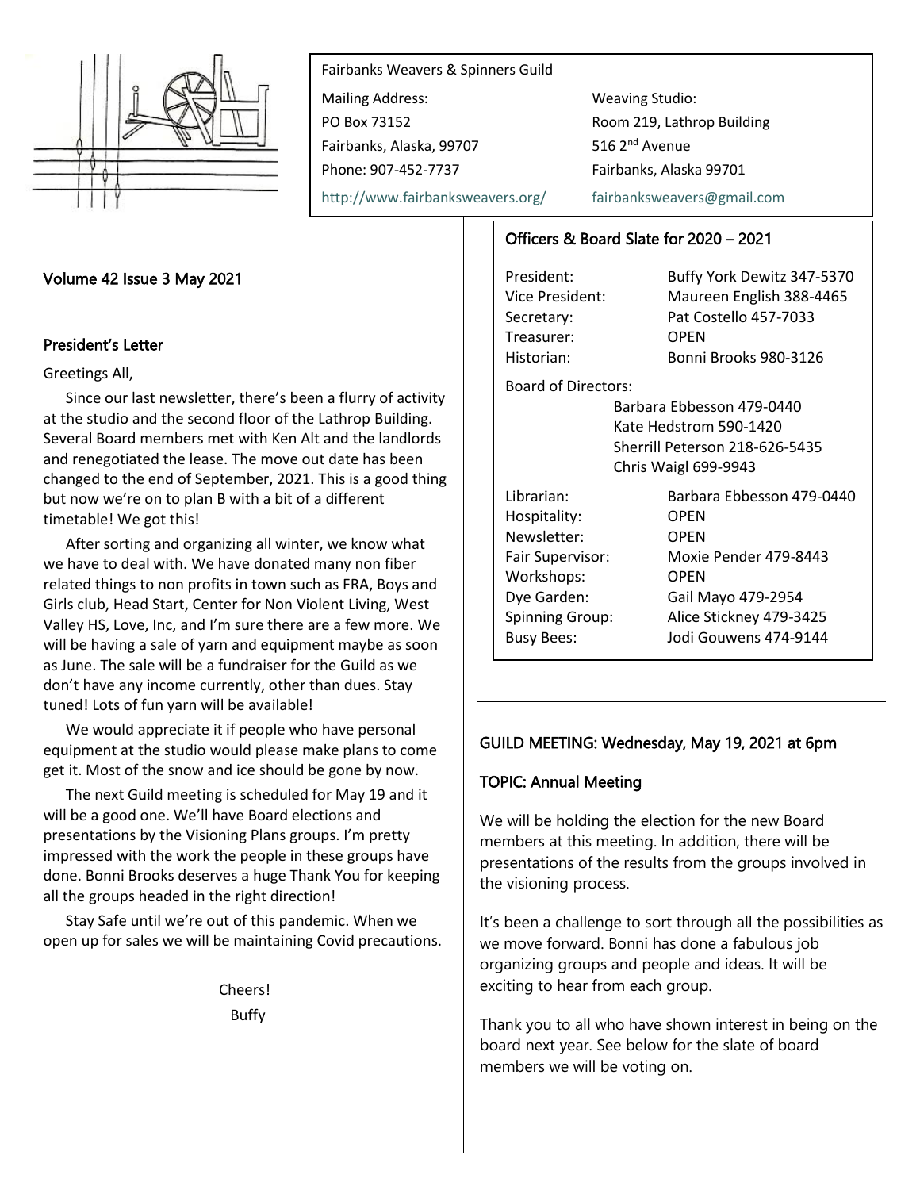Fairbanks Weavers & Spinners Guild

Mailing Address:
PO Box 73152
Fairbanks, Alaska, 99707
Phone: 907-452-7737
http://www.fairbanksweavers.org/

Weaving Studio:
Room 219, Lathrop Building
516 2nd Avenue
Fairbanks, Alaska 99701
fairbanksweavers@gmail.com

## Volume 42 Issue 3 May 2021

## President's Letter

Greetings All,

Since our last newsletter, there's been a flurry of activity at the studio and the second floor of the Lathrop Building. Several Board members met with Ken Alt and the landlords and renegotiated the lease. The move out date has been changed to the end of September, 2021. This is a good thing but now we're on to plan B with a bit of a different timetable! We got this!

After sorting and organizing all winter, we know what we have to deal with. We have donated many non fiber related things to non profits in town such as FRA, Boys and Girls club, Head Start, Center for Non Violent Living, West Valley HS, Love, Inc, and I'm sure there are a few more. We will be having a sale of yarn and equipment maybe as soon as June. The sale will be a fundraiser for the Guild as we don't have any income currently, other than dues. Stay tuned! Lots of fun yarn will be available!

We would appreciate it if people who have personal equipment at the studio would please make plans to come get it. Most of the snow and ice should be gone by now.

The next Guild meeting is scheduled for May 19 and it will be a good one. We'll have Board elections and presentations by the Visioning Plans groups. I'm pretty impressed with the work the people in these groups have done. Bonni Brooks deserves a huge Thank You for keeping all the groups headed in the right direction!

Stay Safe until we're out of this pandemic. When we open up for sales we will be maintaining Covid precautions.

Cheers!
Buffy

## Officers & Board Slate for 2020 – 2021

| | |
|---|---|
| President: | Buffy York Dewitz 347-5370 |
| Vice President: | Maureen English 388-4465 |
| Secretary: | Pat Costello 457-7033 |
| Treasurer: | OPEN |
| Historian: | Bonni Brooks 980-3126 |

Board of Directors:
Barbara Ebbesson 479-0440
Kate Hedstrom 590-1420
Sherrill Peterson 218-626-5435
Chris Waigl 699-9943

| | |
|---|---|
| Librarian: | Barbara Ebbesson 479-0440 |
| Hospitality: | OPEN |
| Newsletter: | OPEN |
| Fair Supervisor: | Moxie Pender 479-8443 |
| Workshops: | OPEN |
| Dye Garden: | Gail Mayo 479-2954 |
| Spinning Group: | Alice Stickney 479-3425 |
| Busy Bees: | Jodi Gouwens 474-9144 |

## GUILD MEETING: Wednesday, May 19, 2021 at 6pm

## TOPIC: Annual Meeting

We will be holding the election for the new Board members at this meeting. In addition, there will be presentations of the results from the groups involved in the visioning process.

It's been a challenge to sort through all the possibilities as we move forward. Bonni has done a fabulous job organizing groups and people and ideas. It will be exciting to hear from each group.

Thank you to all who have shown interest in being on the board next year. See below for the slate of board members we will be voting on.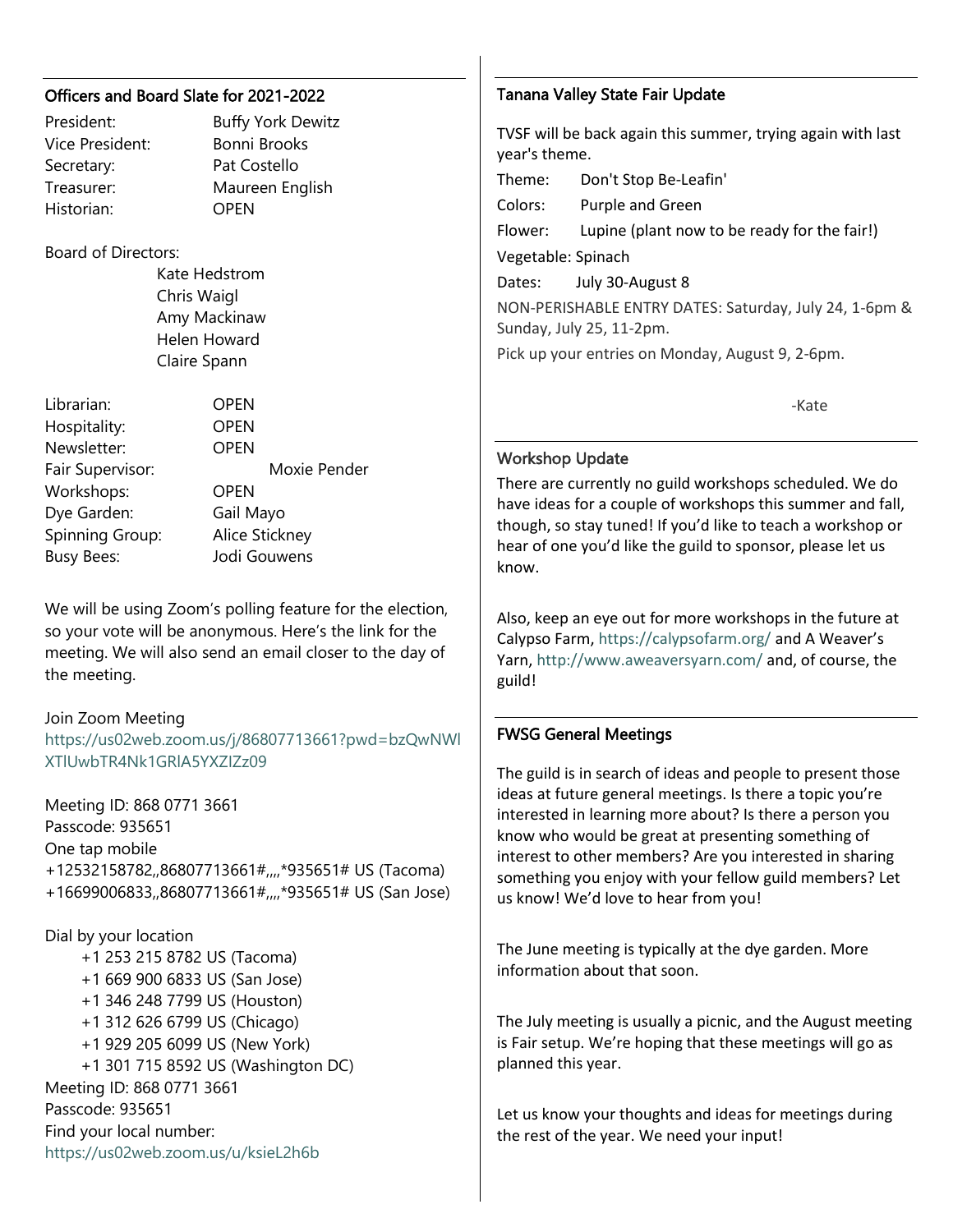## Officers and Board Slate for 2021-2022

| | |
|---|---|
| President: | Buffy York Dewitz |
| Vice President: | Bonni Brooks |
| Secretary: | Pat Costello |
| Treasurer: | Maureen English |
| Historian: | OPEN |

Board of Directors:

- Kate Hedstrom
- Chris Waigl
- Amy Mackinaw
- Helen Howard
- Claire Spann

| | |
|---|---|
| Librarian: | OPEN |
| Hospitality: | OPEN |
| Newsletter: | OPEN |
| Fair Supervisor: | Moxie Pender |
| Workshops: | OPEN |
| Dye Garden: | Gail Mayo |
| Spinning Group: | Alice Stickney |
| Busy Bees: | Jodi Gouwens |

We will be using Zoom's polling feature for the election, so your vote will be anonymous. Here's the link for the meeting. We will also send an email closer to the day of the meeting.

Join Zoom Meeting
https://us02web.zoom.us/j/86807713661?pwd=bzQwNWlXTlUwbTR4Nk1GRlA5YXZIZz09

Meeting ID: 868 0771 3661
Passcode: 935651
One tap mobile
+12532158782,,86807713661#,,,,*935651# US (Tacoma)
+16699006833,,86807713661#,,,,*935651# US (San Jose)

Dial by your location
+1 253 215 8782 US (Tacoma)
+1 669 900 6833 US (San Jose)
+1 346 248 7799 US (Houston)
+1 312 626 6799 US (Chicago)
+1 929 205 6099 US (New York)
+1 301 715 8592 US (Washington DC)
Meeting ID: 868 0771 3661
Passcode: 935651
Find your local number:
https://us02web.zoom.us/u/ksieL2h6b

## Tanana Valley State Fair Update

TVSF will be back again this summer, trying again with last year's theme.

Theme: Don't Stop Be-Leafin'

Colors: Purple and Green

Flower: Lupine (plant now to be ready for the fair!)

Vegetable: Spinach

Dates: July 30-August 8

NON-PERISHABLE ENTRY DATES: Saturday, July 24, 1-6pm & Sunday, July 25, 11-2pm.

Pick up your entries on Monday, August 9, 2-6pm.

-Kate

## Workshop Update

There are currently no guild workshops scheduled. We do have ideas for a couple of workshops this summer and fall, though, so stay tuned! If you'd like to teach a workshop or hear of one you'd like the guild to sponsor, please let us know.

Also, keep an eye out for more workshops in the future at Calypso Farm, https://calypsofarm.org/ and A Weaver's Yarn, http://www.aweaversyarn.com/ and, of course, the guild!

## FWSG General Meetings

The guild is in search of ideas and people to present those ideas at future general meetings. Is there a topic you're interested in learning more about? Is there a person you know who would be great at presenting something of interest to other members? Are you interested in sharing something you enjoy with your fellow guild members? Let us know! We'd love to hear from you!

The June meeting is typically at the dye garden. More information about that soon.

The July meeting is usually a picnic, and the August meeting is Fair setup. We're hoping that these meetings will go as planned this year.

Let us know your thoughts and ideas for meetings during the rest of the year. We need your input!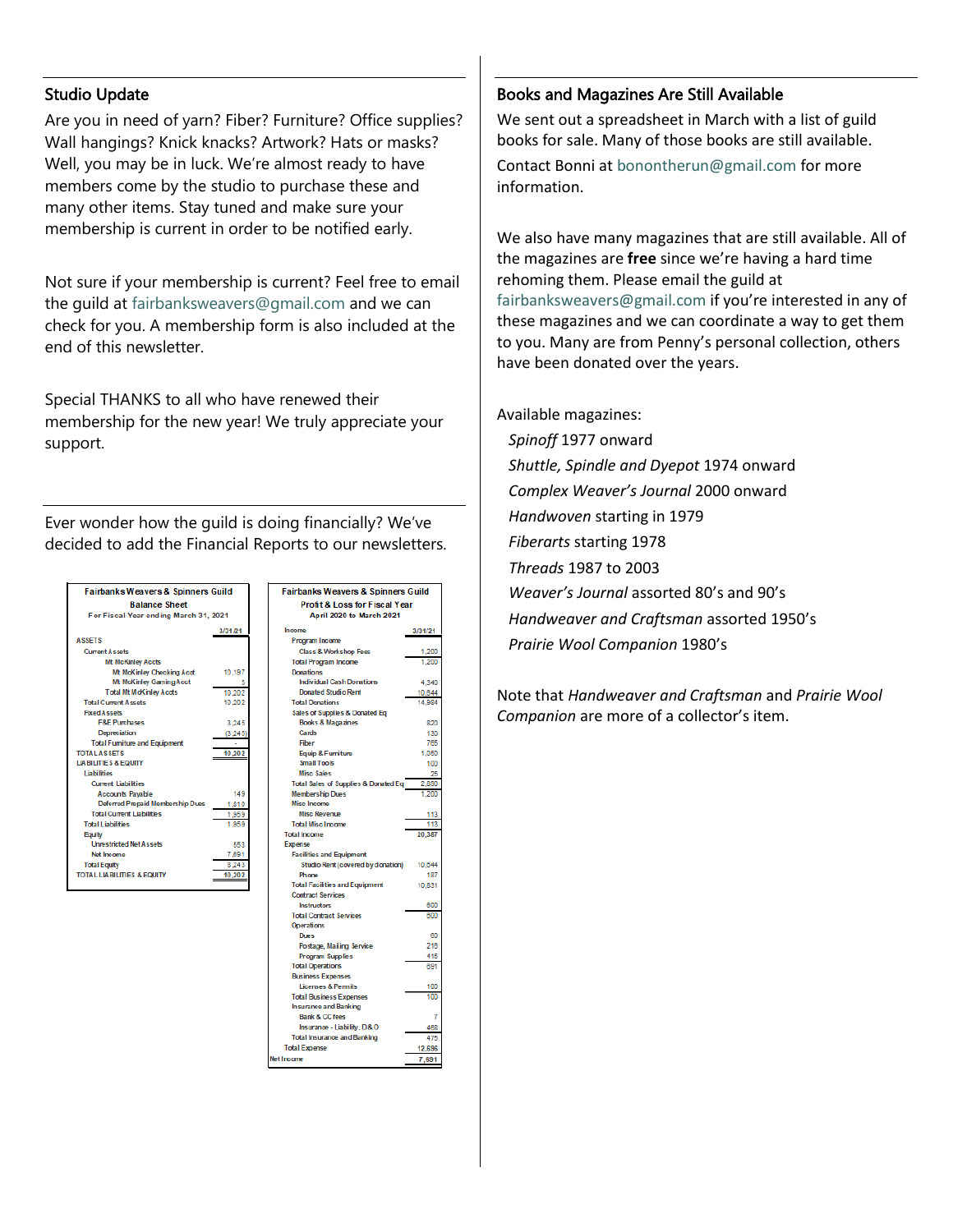## Studio Update

Are you in need of yarn? Fiber? Furniture? Office supplies? Wall hangings? Knick knacks? Artwork? Hats or masks? Well, you may be in luck. We're almost ready to have members come by the studio to purchase these and many other items. Stay tuned and make sure your membership is current in order to be notified early.

Not sure if your membership is current? Feel free to email the guild at fairbanksweavers@gmail.com and we can check for you. A membership form is also included at the end of this newsletter.

Special THANKS to all who have renewed their membership for the new year! We truly appreciate your support.

Ever wonder how the guild is doing financially? We've decided to add the Financial Reports to our newsletters.

**Fairbanks Weavers & Spinners Guild**
**Balance Sheet**
For Fiscal Year ending March 31, 2021

| | 3/31/21 |
|---|---|
| ASSETS | |
| Current Assets | |
| Mt McKinley Accts | |
| Mt McKinley Checking Acct | 10,197 |
| Mt McKinley Gaming Acct | 5 |
| Total Mt McKinley Accts | 10,202 |
| Total Current Assets | 10,202 |
| Fixed Assets | |
| F&E Purchases | 3,245 |
| Depreciation | (3,245) |
| Total Furniture and Equipment | - |
| TOTAL ASSETS | 10,202 |
| LIABILITIES & EQUITY | |
| Liabilities | |
| Current Liabilities | |
| Accounts Payable | 149 |
| Deferred Prepaid Membership Dues | 1,810 |
| Total Current Liabilities | 1,959 |
| Total Liabilities | 1,959 |
| Equity | |
| Unrestricted Net Assets | 553 |
| Net Income | 7,691 |
| Total Equity | 8,243 |
| TOTAL LIABILITIES & EQUITY | 10,202 |

**Fairbanks Weavers & Spinners Guild**
**Profit & Loss for Fiscal Year**
April 2020 to March 2021

| | 3/31/21 |
|---|---|
| Income | |
| Program Income | |
| Class & Workshop Fees | 1,200 |
| Total Program Income | 1,200 |
| Donations | |
| Individual Cash Donations | 4,340 |
| Donated Studio Rent | 10,644 |
| Total Donations | 14,984 |
| Sales of Supplies & Donated Eq | |
| Books & Magazines | 820 |
| Cards | 130 |
| Fiber | 765 |
| Equip & Furniture | 1,050 |
| Small Tools | 100 |
| Misc Sales | 25 |
| Total Sales of Supplies & Donated Eq | 2,890 |
| Membership Dues | 1,200 |
| Misc Income | |
| Misc Revenue | 113 |
| Total Misc Income | 113 |
| Total Income | 20,387 |
| Expense | |
| Facilities and Equipment | |
| Studio Rent (covered by donation) | 10,644 |
| Phone | 187 |
| Total Facilities and Equipment | 10,831 |
| Contract Services | |
| Instructors | 600 |
| Total Contract Services | 600 |
| Operations | |
| Dues | 60 |
| Postage, Mailing Service | 216 |
| Program Supplies | 415 |
| Total Operations | 691 |
| Business Expenses | |
| Licenses & Permits | 100 |
| Total Business Expenses | 100 |
| Insurance and Banking | |
| Bank & CC fees | 7 |
| Insurance - Liability, D&O | 468 |
| Total Insurance and Banking | 475 |
| Total Expense | 12,696 |
| Net Income | 7,691 |

## Books and Magazines Are Still Available

We sent out a spreadsheet in March with a list of guild books for sale. Many of those books are still available.

Contact Bonni at bonontherun@gmail.com for more information.

We also have many magazines that are still available. All of the magazines are **free** since we're having a hard time rehoming them. Please email the guild at fairbanksweavers@gmail.com if you're interested in any of these magazines and we can coordinate a way to get them to you. Many are from Penny's personal collection, others have been donated over the years.

Available magazines:

- *Spinoff* 1977 onward
- *Shuttle, Spindle and Dyepot* 1974 onward
- *Complex Weaver's Journal* 2000 onward
- *Handwoven* starting in 1979
- *Fiberarts* starting 1978
- *Threads* 1987 to 2003
- *Weaver's Journal* assorted 80's and 90's
- *Handweaver and Craftsman* assorted 1950's
- *Prairie Wool Companion* 1980's

Note that *Handweaver and Craftsman* and *Prairie Wool Companion* are more of a collector's item.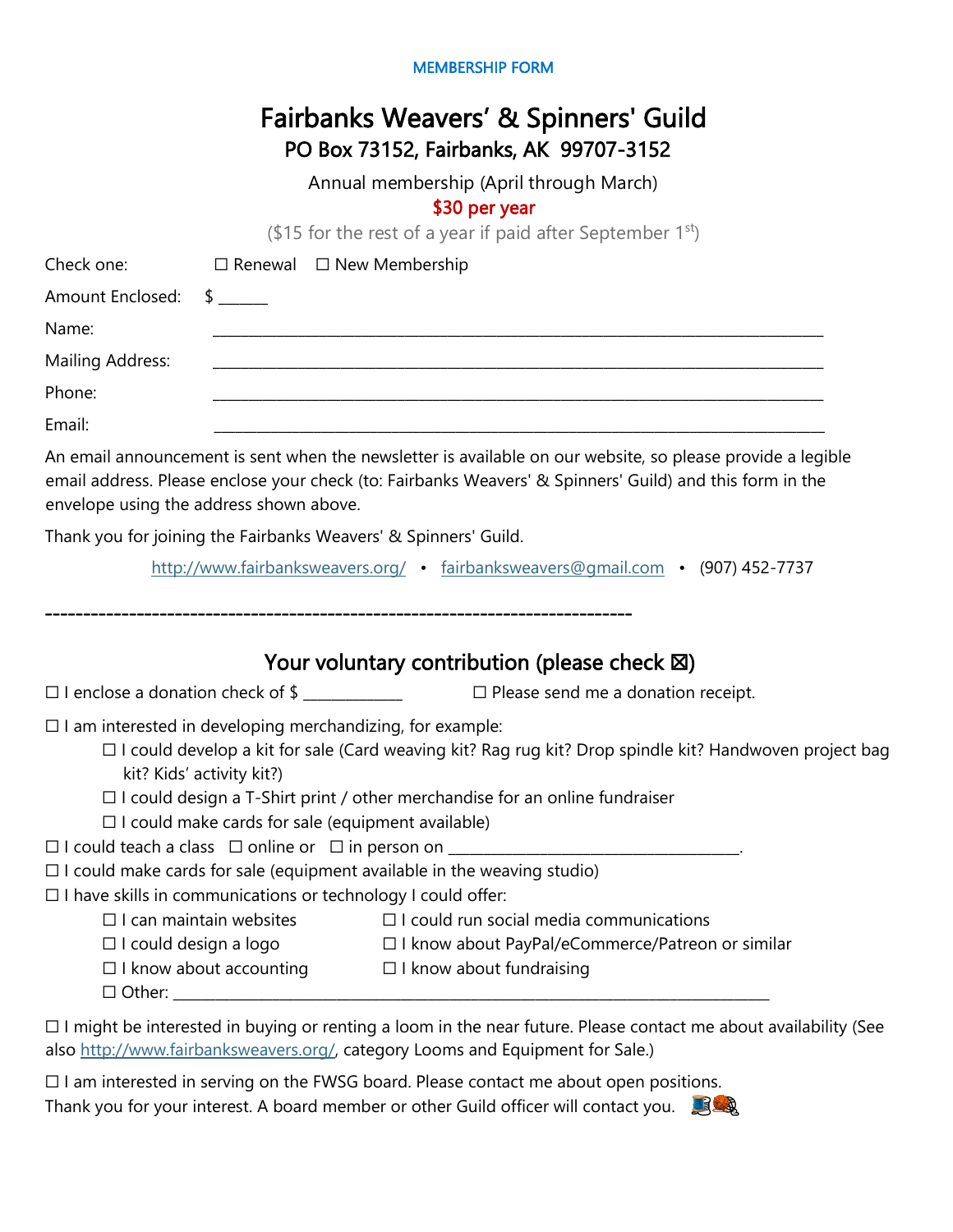MEMBERSHIP FORM

# Fairbanks Weavers' & Spinners' Guild

## PO Box 73152, Fairbanks, AK 99707-3152

Annual membership (April through March)

**$30 per year**

($15 for the rest of a year if paid after September 1st)

Check one: ☐ Renewal ☐ New Membership

Amount Enclosed: $ ______

Name: ____________________________________________________________

Mailing Address: ____________________________________________________________

Phone: ____________________________________________________________

Email: ____________________________________________________________

An email announcement is sent when the newsletter is available on our website, so please provide a legible email address. Please enclose your check (to: Fairbanks Weavers' & Spinners' Guild) and this form in the envelope using the address shown above.

Thank you for joining the Fairbanks Weavers' & Spinners' Guild.

http://www.fairbanksweavers.org/ • fairbanksweavers@gmail.com • (907) 452-7737

---

## Your voluntary contribution (please check ☒)

☐ I enclose a donation check of $ ____________ ☐ Please send me a donation receipt.

☐ I am interested in developing merchandizing, for example:

- ☐ I could develop a kit for sale (Card weaving kit? Rag rug kit? Drop spindle kit? Handwoven project bag kit? Kids' activity kit?)
- ☐ I could design a T-Shirt print / other merchandise for an online fundraiser
- ☐ I could make cards for sale (equipment available)

☐ I could teach a class ☐ online or ☐ in person on ____________________________________.

☐ I could make cards for sale (equipment available in the weaving studio)

☐ I have skills in communications or technology I could offer:

- ☐ I can maintain websites
- ☐ I could run social media communications
- ☐ I could design a logo
- ☐ I know about PayPal/eCommerce/Patreon or similar
- ☐ I know about accounting
- ☐ I know about fundraising
- ☐ Other: ____________________________________________________________

☐ I might be interested in buying or renting a loom in the near future. Please contact me about availability (See also http://www.fairbanksweavers.org/, category Looms and Equipment for Sale.)

☐ I am interested in serving on the FWSG board. Please contact me about open positions.

Thank you for your interest. A board member or other Guild officer will contact you.